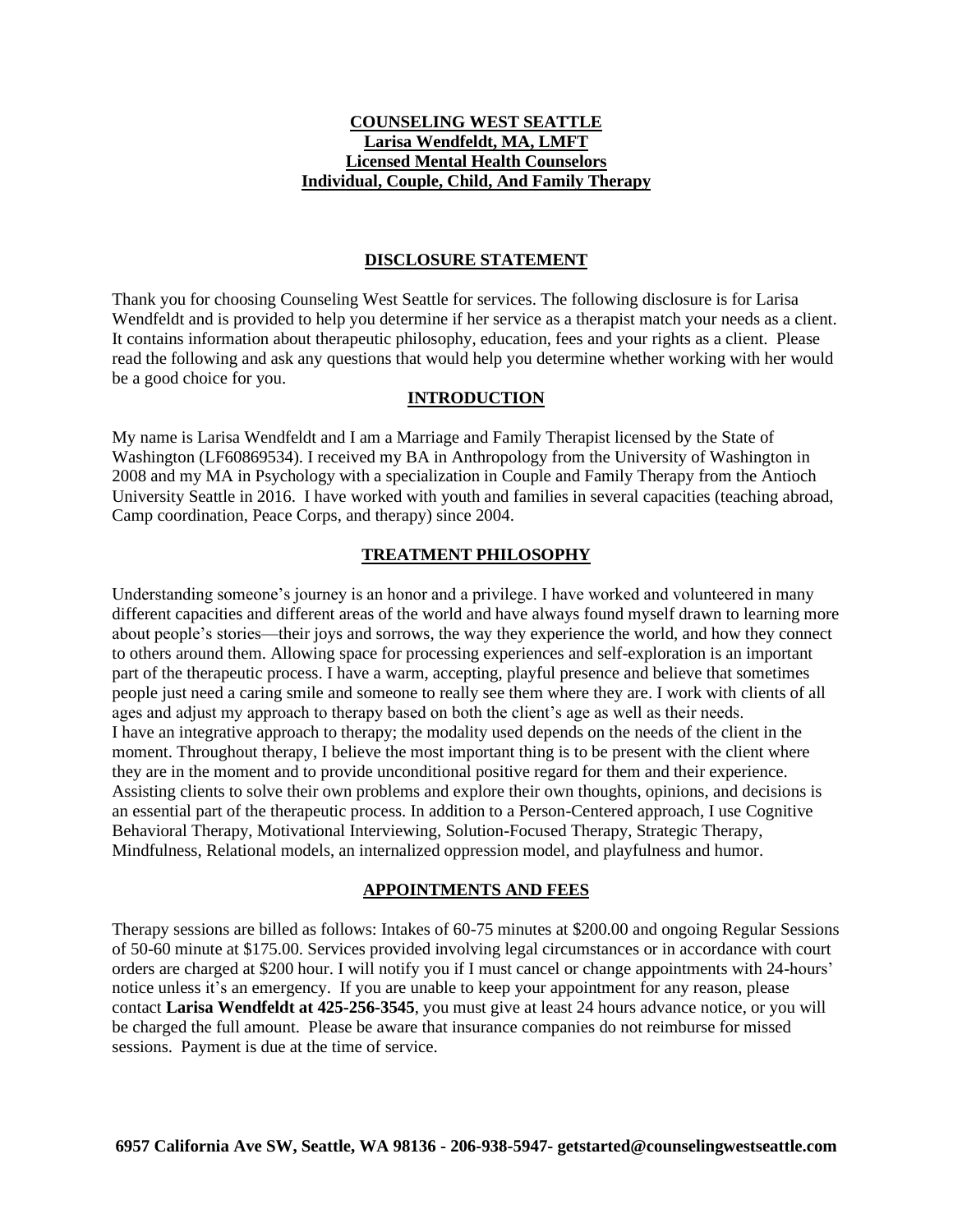**COUNSELING WEST SEATTLE**
**Larisa Wendfeldt, MA, LMFT**
**Licensed Mental Health Counselors**
**Individual, Couple, Child, And Family Therapy**

## DISCLOSURE STATEMENT

Thank you for choosing Counseling West Seattle for services. The following disclosure is for Larisa Wendfeldt and is provided to help you determine if her service as a therapist match your needs as a client. It contains information about therapeutic philosophy, education, fees and your rights as a client. Please read the following and ask any questions that would help you determine whether working with her would be a good choice for you.

## INTRODUCTION

My name is Larisa Wendfeldt and I am a Marriage and Family Therapist licensed by the State of Washington (LF60869534). I received my BA in Anthropology from the University of Washington in 2008 and my MA in Psychology with a specialization in Couple and Family Therapy from the Antioch University Seattle in 2016. I have worked with youth and families in several capacities (teaching abroad, Camp coordination, Peace Corps, and therapy) since 2004.

## TREATMENT PHILOSOPHY

Understanding someone's journey is an honor and a privilege. I have worked and volunteered in many different capacities and different areas of the world and have always found myself drawn to learning more about people's stories—their joys and sorrows, the way they experience the world, and how they connect to others around them. Allowing space for processing experiences and self-exploration is an important part of the therapeutic process. I have a warm, accepting, playful presence and believe that sometimes people just need a caring smile and someone to really see them where they are. I work with clients of all ages and adjust my approach to therapy based on both the client's age as well as their needs.
I have an integrative approach to therapy; the modality used depends on the needs of the client in the moment. Throughout therapy, I believe the most important thing is to be present with the client where they are in the moment and to provide unconditional positive regard for them and their experience. Assisting clients to solve their own problems and explore their own thoughts, opinions, and decisions is an essential part of the therapeutic process. In addition to a Person-Centered approach, I use Cognitive Behavioral Therapy, Motivational Interviewing, Solution-Focused Therapy, Strategic Therapy, Mindfulness, Relational models, an internalized oppression model, and playfulness and humor.

## APPOINTMENTS AND FEES

Therapy sessions are billed as follows: Intakes of 60-75 minutes at $200.00 and ongoing Regular Sessions of 50-60 minute at $175.00. Services provided involving legal circumstances or in accordance with court orders are charged at $200 hour. I will notify you if I must cancel or change appointments with 24-hours' notice unless it's an emergency. If you are unable to keep your appointment for any reason, please contact **Larisa Wendfeldt at 425-256-3545**, you must give at least 24 hours advance notice, or you will be charged the full amount. Please be aware that insurance companies do not reimburse for missed sessions. Payment is due at the time of service.

**6957 California Ave SW, Seattle, WA 98136 - 206-938-5947- getstarted@counselingwestseattle.com**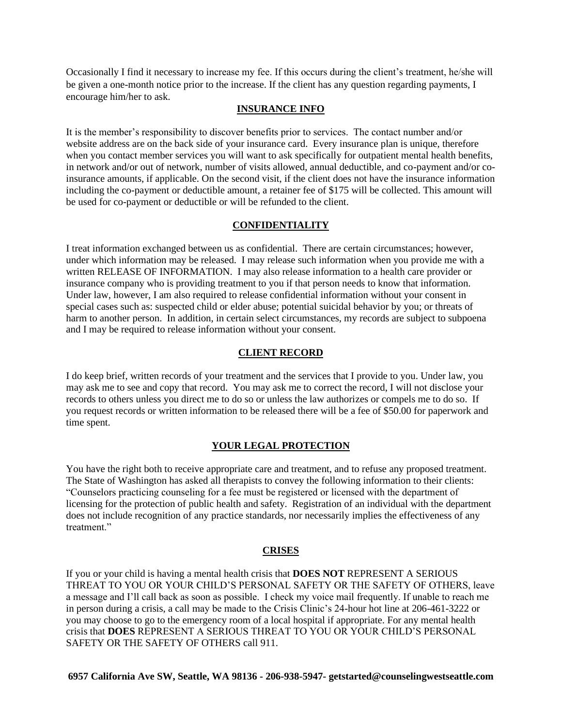Occasionally I find it necessary to increase my fee. If this occurs during the client's treatment, he/she will be given a one-month notice prior to the increase. If the client has any question regarding payments, I encourage him/her to ask.

## INSURANCE INFO

It is the member's responsibility to discover benefits prior to services. The contact number and/or website address are on the back side of your insurance card. Every insurance plan is unique, therefore when you contact member services you will want to ask specifically for outpatient mental health benefits, in network and/or out of network, number of visits allowed, annual deductible, and co-payment and/or co-insurance amounts, if applicable. On the second visit, if the client does not have the insurance information including the co-payment or deductible amount, a retainer fee of $175 will be collected. This amount will be used for co-payment or deductible or will be refunded to the client.

## CONFIDENTIALITY

I treat information exchanged between us as confidential. There are certain circumstances; however, under which information may be released. I may release such information when you provide me with a written RELEASE OF INFORMATION. I may also release information to a health care provider or insurance company who is providing treatment to you if that person needs to know that information. Under law, however, I am also required to release confidential information without your consent in special cases such as: suspected child or elder abuse; potential suicidal behavior by you; or threats of harm to another person. In addition, in certain select circumstances, my records are subject to subpoena and I may be required to release information without your consent.

## CLIENT RECORD

I do keep brief, written records of your treatment and the services that I provide to you. Under law, you may ask me to see and copy that record. You may ask me to correct the record, I will not disclose your records to others unless you direct me to do so or unless the law authorizes or compels me to do so. If you request records or written information to be released there will be a fee of $50.00 for paperwork and time spent.

## YOUR LEGAL PROTECTION

You have the right both to receive appropriate care and treatment, and to refuse any proposed treatment. The State of Washington has asked all therapists to convey the following information to their clients: "Counselors practicing counseling for a fee must be registered or licensed with the department of licensing for the protection of public health and safety. Registration of an individual with the department does not include recognition of any practice standards, nor necessarily implies the effectiveness of any treatment."

## CRISES

If you or your child is having a mental health crisis that **DOES NOT** REPRESENT A SERIOUS THREAT TO YOU OR YOUR CHILD'S PERSONAL SAFETY OR THE SAFETY OF OTHERS, leave a message and I'll call back as soon as possible. I check my voice mail frequently. If unable to reach me in person during a crisis, a call may be made to the Crisis Clinic's 24-hour hot line at 206-461-3222 or you may choose to go to the emergency room of a local hospital if appropriate. For any mental health crisis that **DOES** REPRESENT A SERIOUS THREAT TO YOU OR YOUR CHILD'S PERSONAL SAFETY OR THE SAFETY OF OTHERS call 911.

**6957 California Ave SW, Seattle, WA 98136 - 206-938-5947- getstarted@counselingwestseattle.com**